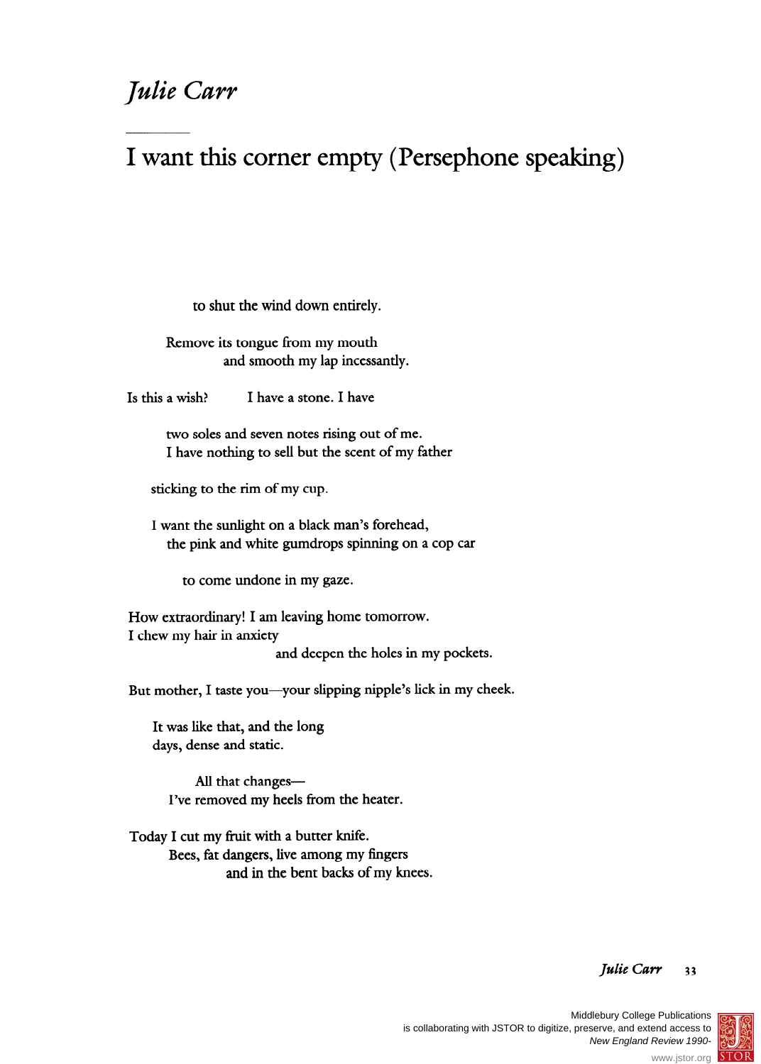*Julie Carr*

## I want this corner empty (Persephone speaking)

to shut the wind down entirely.

Remove its tongue from my mouth
and smooth my lap incessantly.

Is this a wish?     I have a stone. I have

two soles and seven notes rising out of me.
I have nothing to sell but the scent of my father

sticking to the rim of my cup.

I want the sunlight on a black man's forehead,
the pink and white gumdrops spinning on a cop car

to come undone in my gaze.

How extraordinary! I am leaving home tomorrow.
I chew my hair in anxiety
and deepen the holes in my pockets.

But mother, I taste you—your slipping nipple's lick in my cheek.

It was like that, and the long
days, dense and static.

All that changes—
I've removed my heels from the heater.

Today I cut my fruit with a butter knife.
Bees, fat dangers, live among my fingers
and in the bent backs of my knees.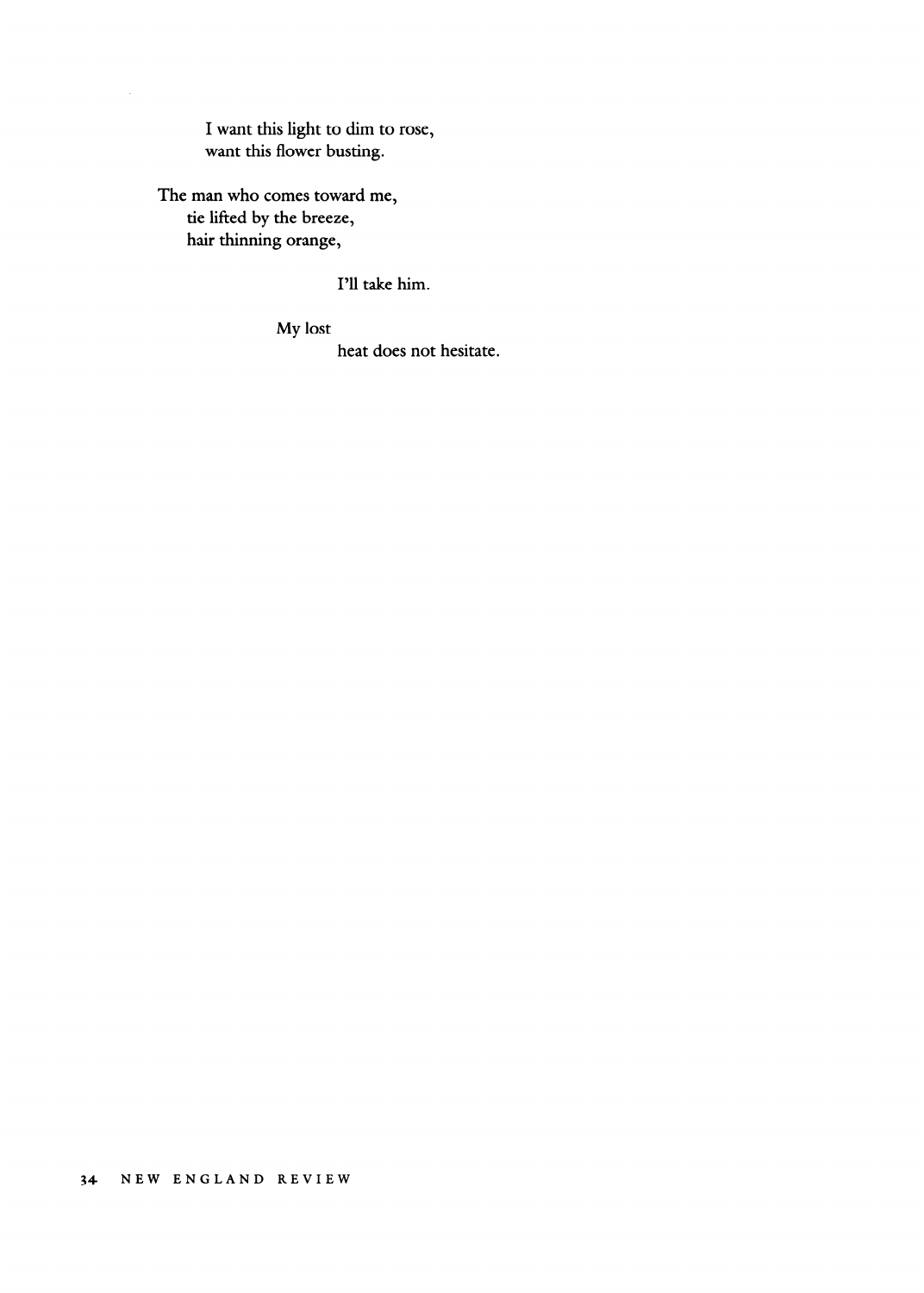I want this light to dim to rose,
want this flower busting.

The man who comes toward me,
tie lifted by the breeze,
hair thinning orange,

I'll take him.

My lost
heat does not hesitate.